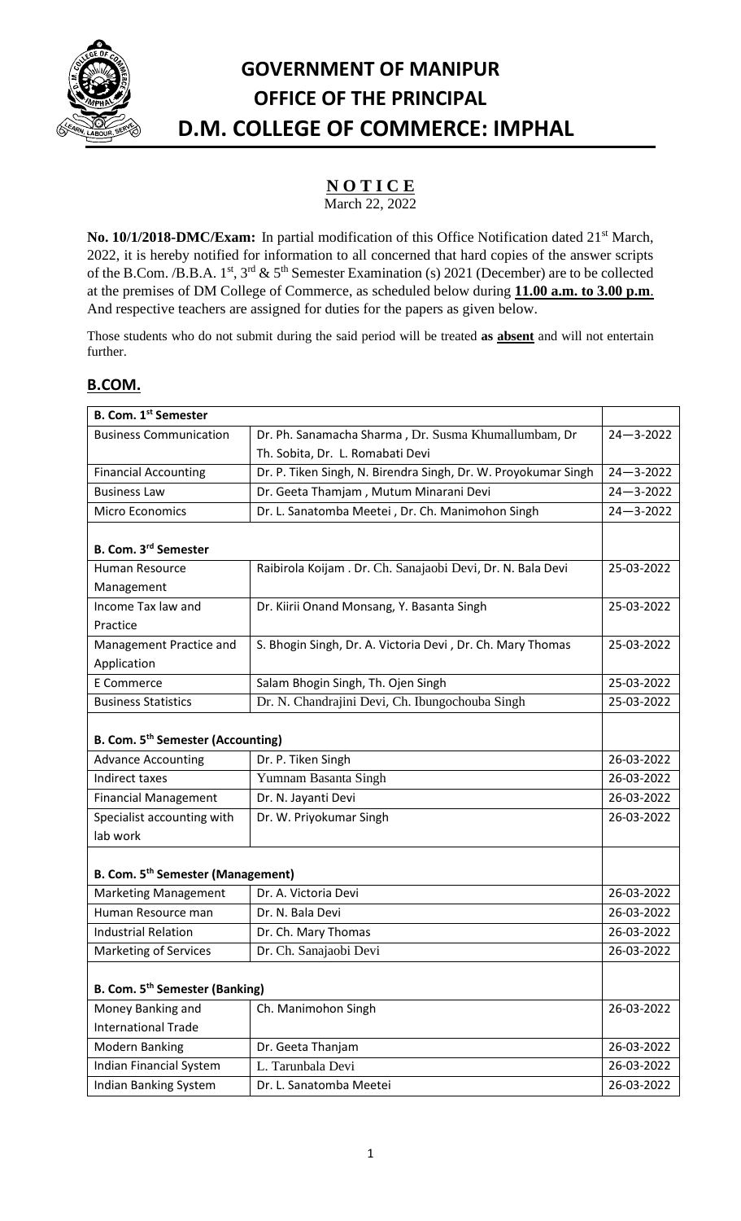# GOVERNMENT OF MANIPUR
# OFFICE OF THE PRINCIPAL
# D.M. COLLEGE OF COMMERCE: IMPHAL

## NOTICE

March 22, 2022

**No. 10/1/2018-DMC/Exam:** In partial modification of this Office Notification dated 21st March, 2022, it is hereby notified for information to all concerned that hard copies of the answer scripts of the B.Com. /B.B.A. 1st, 3rd & 5th Semester Examination (s) 2021 (December) are to be collected at the premises of DM College of Commerce, as scheduled below during **11.00 a.m. to 3.00 p.m**. And respective teachers are assigned for duties for the papers as given below.

Those students who do not submit during the said period will be treated **as absent** and will not entertain further.

## B.COM.

| B. Com. 1st Semester | | |
|---|---|---|
| Business Communication | Dr. Ph. Sanamacha Sharma , Dr. Susma Khumallumbam, Dr Th. Sobita, Dr. L. Romabati Devi | 24—3-2022 |
| Financial Accounting | Dr. P. Tiken Singh, N. Birendra Singh, Dr. W. Proyokumar Singh | 24—3-2022 |
| Business Law | Dr. Geeta Thamjam , Mutum Minarani Devi | 24—3-2022 |
| Micro Economics | Dr. L. Sanatomba Meetei , Dr. Ch. Manimohon Singh | 24—3-2022 |
| **B. Com. 3rd Semester** | | |
| Human Resource Management | Raibirola Koijam . Dr. Ch. Sanajaobi Devi, Dr. N. Bala Devi | 25-03-2022 |
| Income Tax law and Practice | Dr. Kiirii Onand Monsang, Y. Basanta Singh | 25-03-2022 |
| Management Practice and Application | S. Bhogin Singh, Dr. A. Victoria Devi , Dr. Ch. Mary Thomas | 25-03-2022 |
| E Commerce | Salam Bhogin Singh, Th. Ojen Singh | 25-03-2022 |
| Business Statistics | Dr. N. Chandrajini Devi, Ch. Ibungochouba Singh | 25-03-2022 |
| **B. Com. 5th Semester (Accounting)** | | |
| Advance Accounting | Dr. P. Tiken Singh | 26-03-2022 |
| Indirect taxes | Yumnam Basanta Singh | 26-03-2022 |
| Financial Management | Dr. N. Jayanti Devi | 26-03-2022 |
| Specialist accounting with lab work | Dr. W. Priyokumar Singh | 26-03-2022 |
| **B. Com. 5th Semester (Management)** | | |
| Marketing Management | Dr. A. Victoria Devi | 26-03-2022 |
| Human Resource man | Dr. N. Bala Devi | 26-03-2022 |
| Industrial Relation | Dr. Ch. Mary Thomas | 26-03-2022 |
| Marketing of Services | Dr. Ch. Sanajaobi Devi | 26-03-2022 |
| **B. Com. 5th Semester (Banking)** | | |
| Money Banking and International Trade | Ch. Manimohon Singh | 26-03-2022 |
| Modern Banking | Dr. Geeta Thanjam | 26-03-2022 |
| Indian Financial System | L. Tarunbala Devi | 26-03-2022 |
| Indian Banking System | Dr. L. Sanatomba Meetei | 26-03-2022 |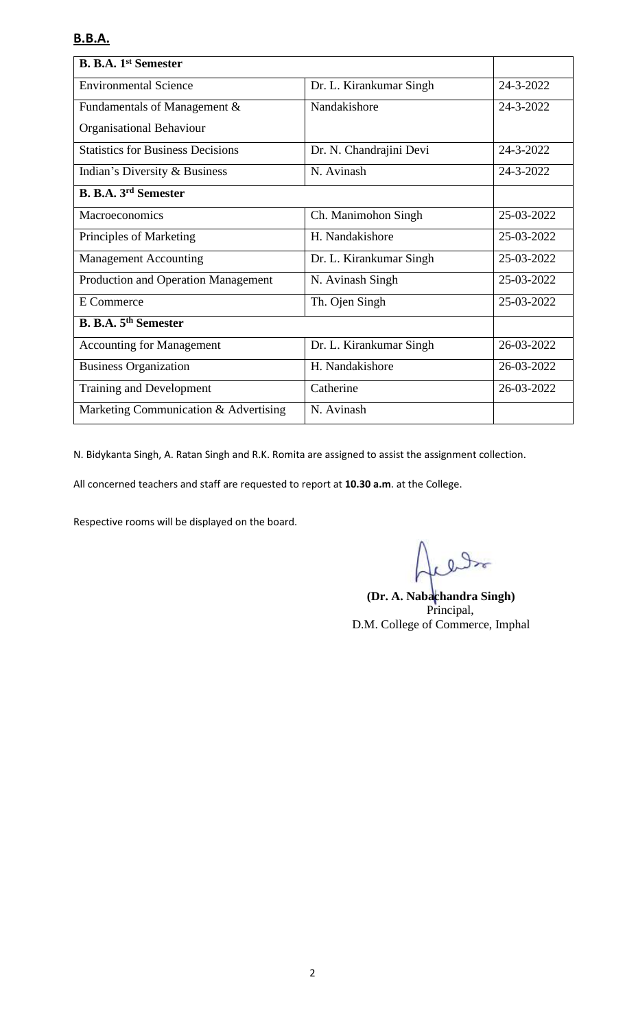## B.B.A.

| | | |
|---|---|---|
| **B. B.A. 1st Semester** | | |
| Environmental Science | Dr. L. Kirankumar Singh | 24-3-2022 |
| Fundamentals of Management & Organisational Behaviour | Nandakishore | 24-3-2022 |
| Statistics for Business Decisions | Dr. N. Chandrajini Devi | 24-3-2022 |
| Indian's Diversity & Business | N. Avinash | 24-3-2022 |
| **B. B.A. 3rd Semester** | | |
| Macroeconomics | Ch. Manimohon Singh | 25-03-2022 |
| Principles of Marketing | H. Nandakishore | 25-03-2022 |
| Management Accounting | Dr. L. Kirankumar Singh | 25-03-2022 |
| Production and Operation Management | N. Avinash Singh | 25-03-2022 |
| E Commerce | Th. Ojen Singh | 25-03-2022 |
| **B. B.A. 5th Semester** | | |
| Accounting for Management | Dr. L. Kirankumar Singh | 26-03-2022 |
| Business Organization | H. Nandakishore | 26-03-2022 |
| Training and Development | Catherine | 26-03-2022 |
| Marketing Communication & Advertising | N. Avinash | |

N. Bidykanta Singh, A. Ratan Singh and R.K. Romita are assigned to assist the assignment collection.

All concerned teachers and staff are requested to report at **10.30 a.m**. at the College.

Respective rooms will be displayed on the board.

**(Dr. A. Nabachandra Singh)**
Principal,
D.M. College of Commerce, Imphal